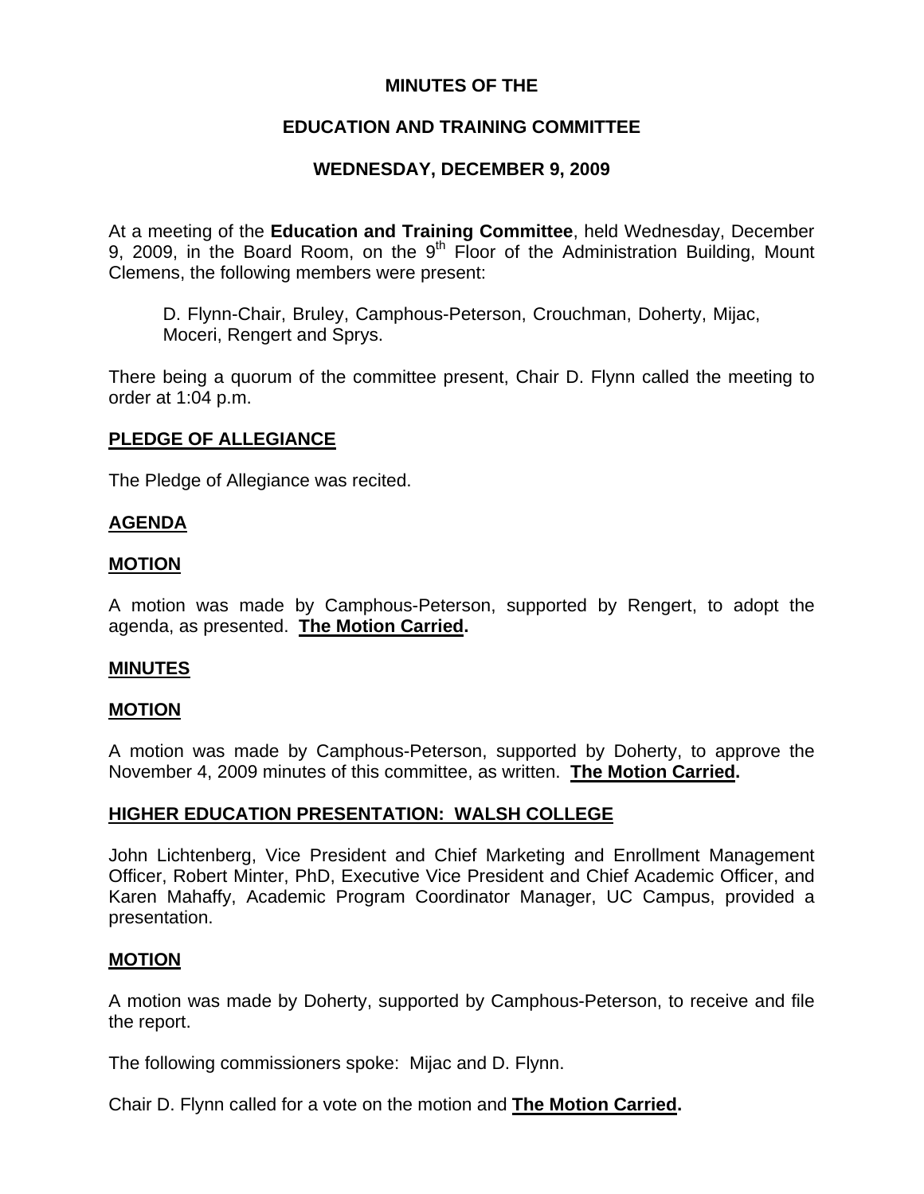# MINUTES OF THE

# EDUCATION AND TRAINING COMMITTEE

# WEDNESDAY, DECEMBER 9, 2009

At a meeting of the **Education and Training Committee**, held Wednesday, December 9, 2009, in the Board Room, on the 9th Floor of the Administration Building, Mount Clemens, the following members were present:

D. Flynn-Chair, Bruley, Camphous-Peterson, Crouchman, Doherty, Mijac, Moceri, Rengert and Sprys.

There being a quorum of the committee present, Chair D. Flynn called the meeting to order at 1:04 p.m.

## PLEDGE OF ALLEGIANCE

The Pledge of Allegiance was recited.

## AGENDA

## MOTION

A motion was made by Camphous-Peterson, supported by Rengert, to adopt the agenda, as presented. **The Motion Carried.**

## MINUTES

## MOTION

A motion was made by Camphous-Peterson, supported by Doherty, to approve the November 4, 2009 minutes of this committee, as written. **The Motion Carried.**

## HIGHER EDUCATION PRESENTATION: WALSH COLLEGE

John Lichtenberg, Vice President and Chief Marketing and Enrollment Management Officer, Robert Minter, PhD, Executive Vice President and Chief Academic Officer, and Karen Mahaffy, Academic Program Coordinator Manager, UC Campus, provided a presentation.

## MOTION

A motion was made by Doherty, supported by Camphous-Peterson, to receive and file the report.

The following commissioners spoke: Mijac and D. Flynn.

Chair D. Flynn called for a vote on the motion and **The Motion Carried.**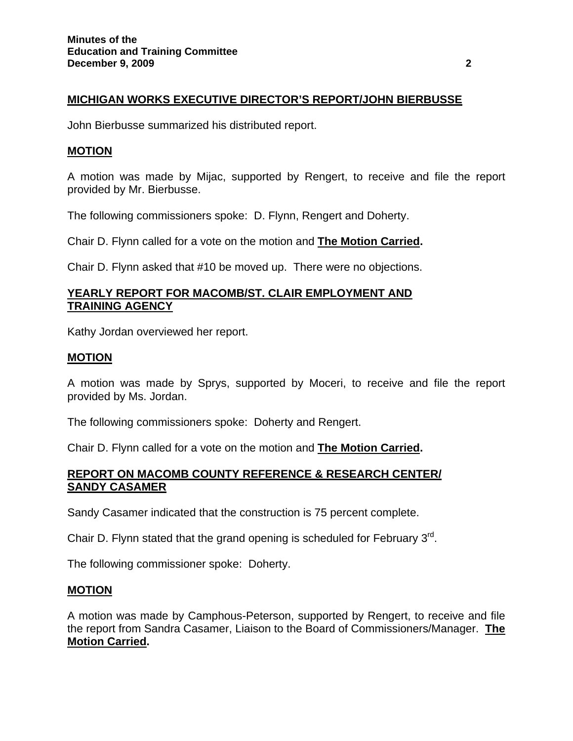## MICHIGAN WORKS EXECUTIVE DIRECTOR'S REPORT/JOHN BIERBUSSE

John Bierbusse summarized his distributed report.

### MOTION

A motion was made by Mijac, supported by Rengert, to receive and file the report provided by Mr. Bierbusse.

The following commissioners spoke: D. Flynn, Rengert and Doherty.

Chair D. Flynn called for a vote on the motion and **The Motion Carried.**

Chair D. Flynn asked that #10 be moved up. There were no objections.

## YEARLY REPORT FOR MACOMB/ST. CLAIR EMPLOYMENT AND TRAINING AGENCY

Kathy Jordan overviewed her report.

### MOTION

A motion was made by Sprys, supported by Moceri, to receive and file the report provided by Ms. Jordan.

The following commissioners spoke: Doherty and Rengert.

Chair D. Flynn called for a vote on the motion and **The Motion Carried.**

## REPORT ON MACOMB COUNTY REFERENCE & RESEARCH CENTER/ SANDY CASAMER

Sandy Casamer indicated that the construction is 75 percent complete.

Chair D. Flynn stated that the grand opening is scheduled for February 3rd.

The following commissioner spoke: Doherty.

### MOTION

A motion was made by Camphous-Peterson, supported by Rengert, to receive and file the report from Sandra Casamer, Liaison to the Board of Commissioners/Manager. **The Motion Carried.**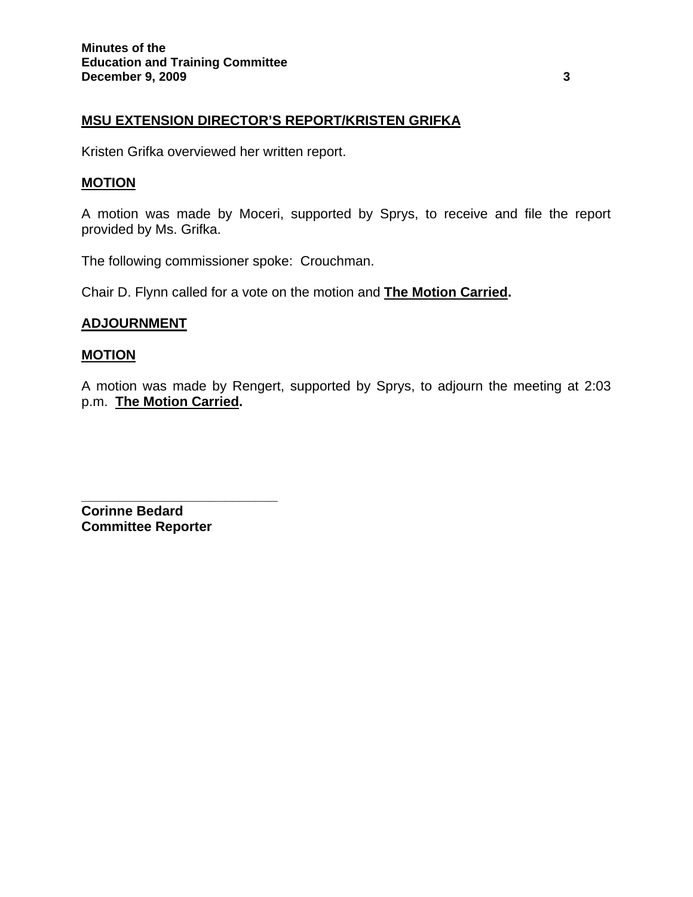## MSU EXTENSION DIRECTOR'S REPORT/KRISTEN GRIFKA

Kristen Grifka overviewed her written report.

### MOTION

A motion was made by Moceri, supported by Sprys, to receive and file the report provided by Ms. Grifka.

The following commissioner spoke: Crouchman.

Chair D. Flynn called for a vote on the motion and **The Motion Carried.**

## ADJOURNMENT

### MOTION

A motion was made by Rengert, supported by Sprys, to adjourn the meeting at 2:03 p.m. **The Motion Carried.**

\_\_\_\_\_\_\_\_\_\_\_\_\_\_\_\_\_\_\_\_\_\_\_\_\_\_\_\_

**Corinne Bedard**
**Committee Reporter**